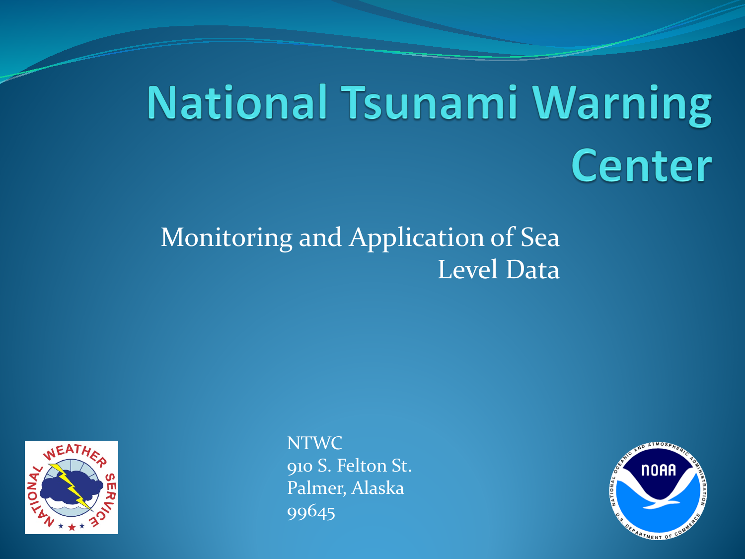# National Tsunami Warning Center

Monitoring and Application of Sea Level Data

NTWC
910 S. Felton St.
Palmer, Alaska
99645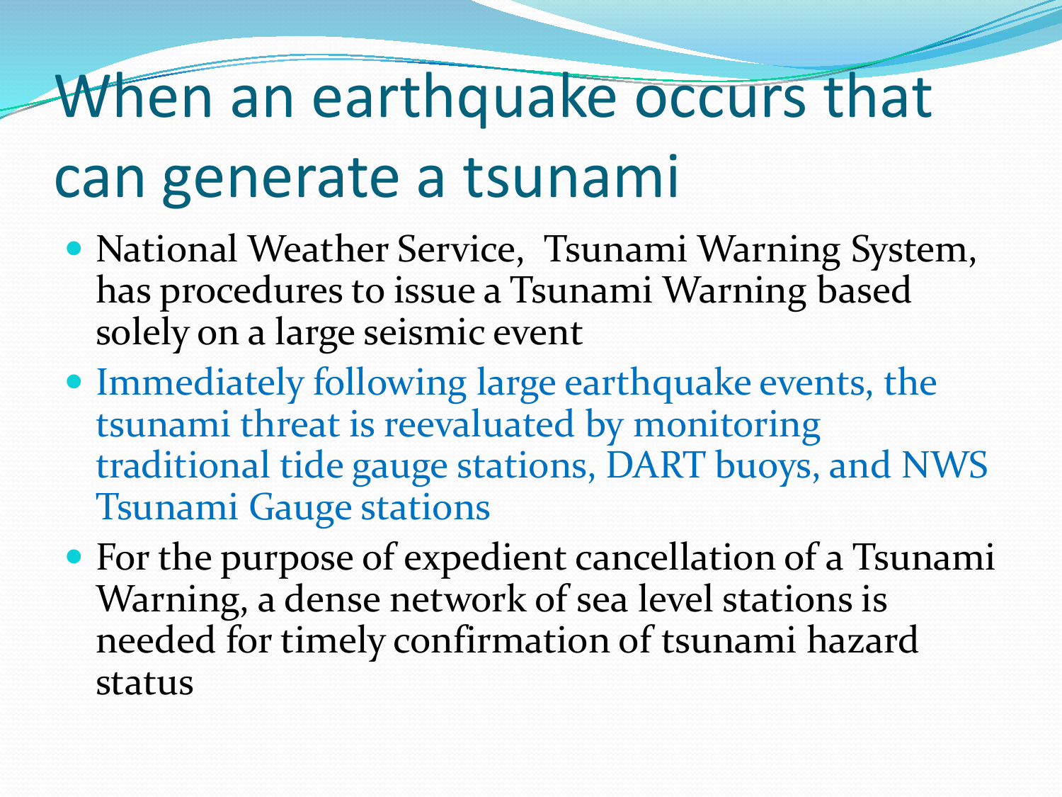# When an earthquake occurs that can generate a tsunami

- National Weather Service,  Tsunami Warning System, has procedures to issue a Tsunami Warning based solely on a large seismic event
- Immediately following large earthquake events, the tsunami threat is reevaluated by monitoring traditional tide gauge stations, DART buoys, and NWS Tsunami Gauge stations
- For the purpose of expedient cancellation of a Tsunami Warning, a dense network of sea level stations is needed for timely confirmation of tsunami hazard status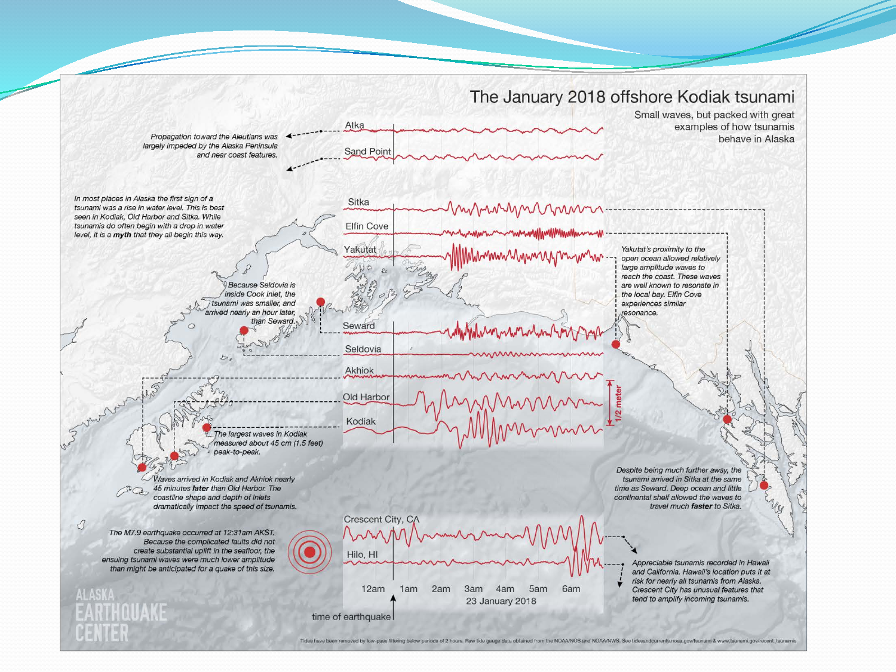# The January 2018 offshore Kodiak tsunami

Small waves, but packed with great examples of how tsunamis behave in Alaska

Atka

Sand Point

Propagation toward the Aleutians was largely impeded by the Alaska Peninsula and near coast features.

In most places in Alaska the first sign of a tsunami was a rise in water level. This is best seen in Kodiak, Old Harbor and Sitka. While tsunamis do often begin with a drop in water level, it is a **myth** that they all begin this way.

Sitka

Elfin Cove

Yakutat

Yakutat's proximity to the open ocean allowed relatively large amplitude waves to reach the coast. These waves are well known to resonate in the local bay. Elfin Cove experiences similar resonance.

Because Seldovia is inside Cook Inlet, the tsunami was smaller, and arrived nearly an hour later, than Seward.

Seward

Seldovia

Akhiok

Old Harbor

Kodiak

1/2 meter

The largest waves in Kodiak measured about 45 cm (1.5 feet) peak-to-peak.

Waves arrived in Kodiak and Akhiok nearly 45 minutes **later** than Old Harbor. The coastline shape and depth of inlets dramatically impact the speed of tsunamis.

Despite being much further away, the tsunami arrived in Sitka at the same time as Seward. Deep ocean and little continental shelf allowed the waves to travel much **faster** to Sitka.

The M7.9 earthquake occurred at 12:31am AKST. Because the complicated faults did not create substantial uplift in the seafloor, the ensuing tsunami waves were much lower amplitude than might be anticipated for a quake of this size.

Crescent City, CA

Hilo, HI

Appreciable tsunamis recorded in Hawaii and California. Hawaii's location puts it at risk for nearly all tsunamis from Alaska. Crescent City has unusual features that tend to amplify incoming tsunamis.

12am 1am 2am 3am 4am 5am 6am

23 January 2018

time of earthquake

ALASKA EARTHQUAKE CENTER

Tides have been removed by low-pass filtering below periods of 2 hours. Raw tide gauge data obtained from the NOAA/NOS and NOAA/NWS. See tidesandcurrents.noaa.gov/tsunami & www.tsunami.gov/recent_tsunamis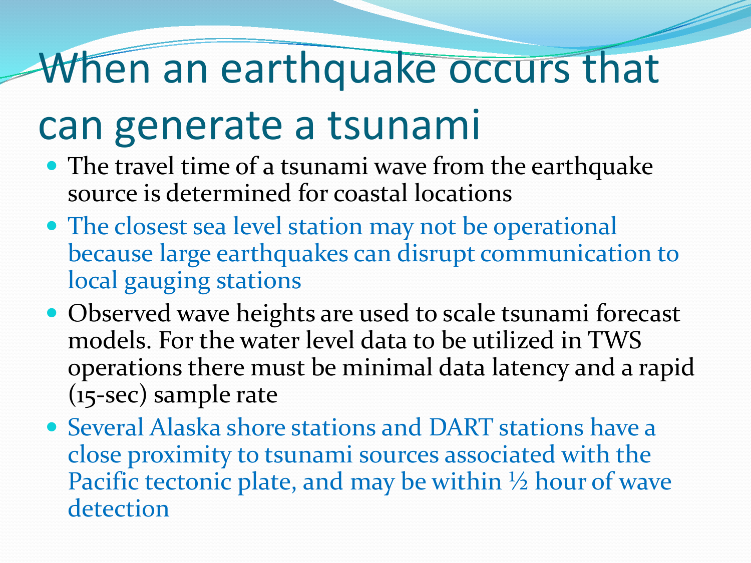# When an earthquake occurs that can generate a tsunami

- The travel time of a tsunami wave from the earthquake source is determined for coastal locations
- The closest sea level station may not be operational because large earthquakes can disrupt communication to local gauging stations
- Observed wave heights are used to scale tsunami forecast models. For the water level data to be utilized in TWS operations there must be minimal data latency and a rapid (15-sec) sample rate
- Several Alaska shore stations and DART stations have a close proximity to tsunami sources associated with the Pacific tectonic plate, and may be within ½ hour of wave detection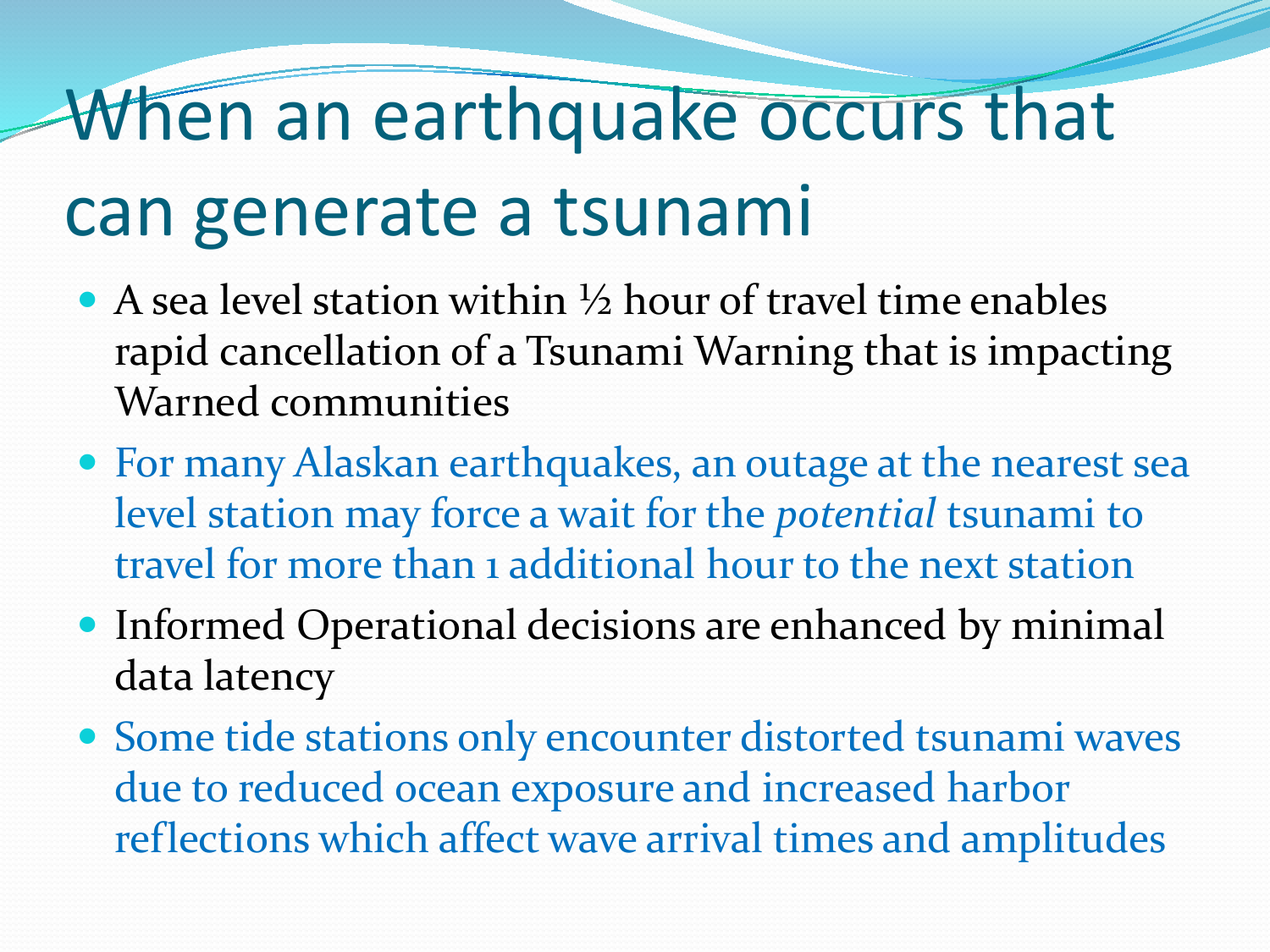# When an earthquake occurs that can generate a tsunami

- A sea level station within ½ hour of travel time enables rapid cancellation of a Tsunami Warning that is impacting Warned communities
- For many Alaskan earthquakes, an outage at the nearest sea level station may force a wait for the *potential* tsunami to travel for more than 1 additional hour to the next station
- Informed Operational decisions are enhanced by minimal data latency
- Some tide stations only encounter distorted tsunami waves due to reduced ocean exposure and increased harbor reflections which affect wave arrival times and amplitudes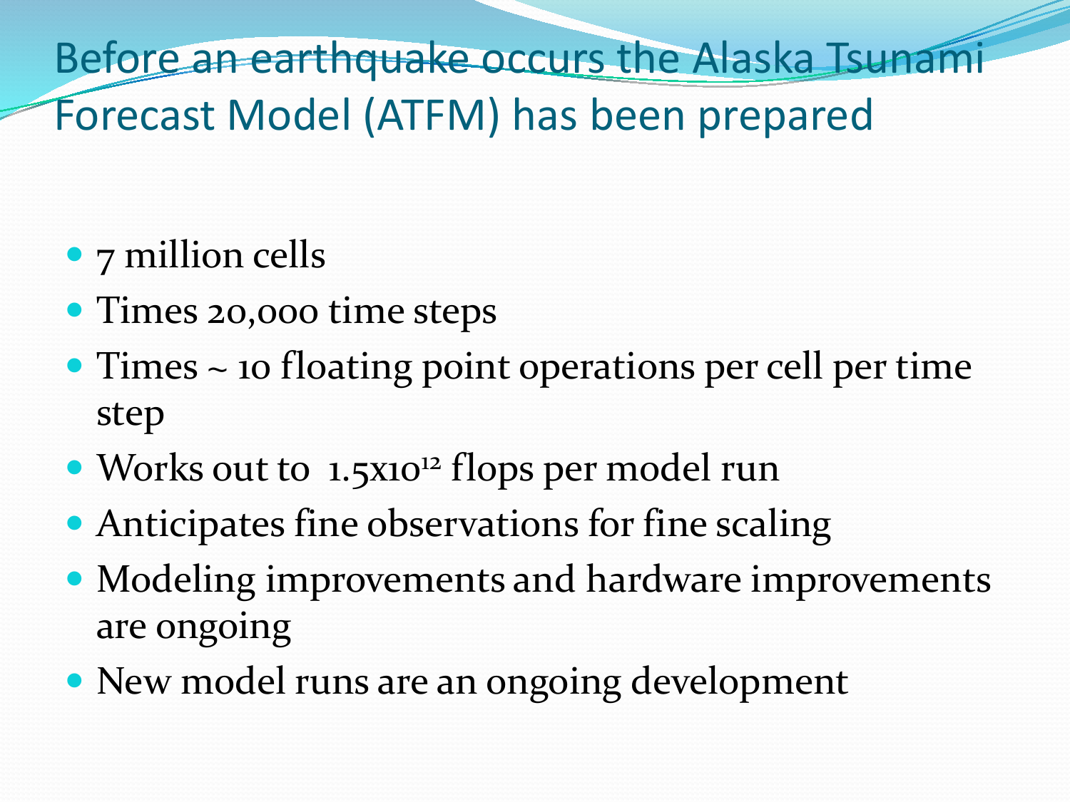# Before an earthquake occurs the Alaska Tsunami Forecast Model (ATFM) has been prepared

- 7 million cells
- Times 20,000 time steps
- Times ~ 10 floating point operations per cell per time step
- Works out to $1.5 \times 10^{12}$ flops per model run
- Anticipates fine observations for fine scaling
- Modeling improvements and hardware improvements are ongoing
- New model runs are an ongoing development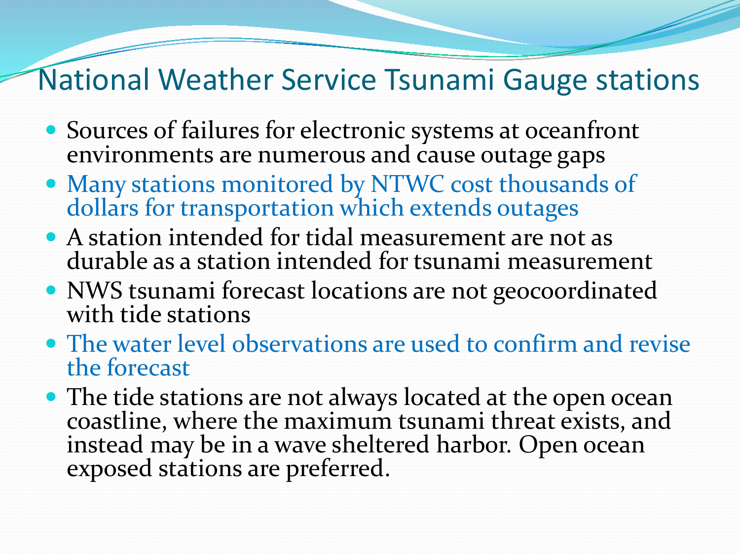# National Weather Service Tsunami Gauge stations

- Sources of failures for electronic systems at oceanfront environments are numerous and cause outage gaps
- Many stations monitored by NTWC cost thousands of dollars for transportation which extends outages
- A station intended for tidal measurement are not as durable as a station intended for tsunami measurement
- NWS tsunami forecast locations are not geocoordinated with tide stations
- The water level observations are used to confirm and revise the forecast
- The tide stations are not always located at the open ocean coastline, where the maximum tsunami threat exists, and instead may be in a wave sheltered harbor. Open ocean exposed stations are preferred.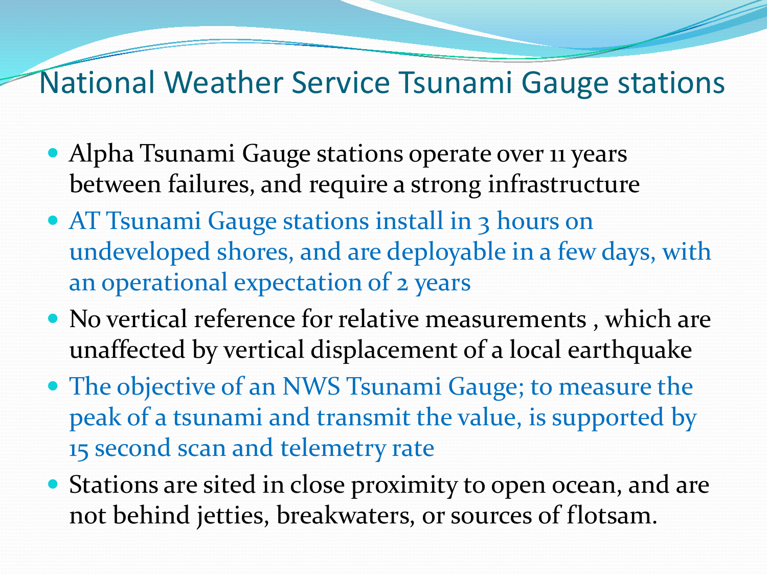# National Weather Service Tsunami Gauge stations

- Alpha Tsunami Gauge stations operate over 11 years between failures, and require a strong infrastructure
- AT Tsunami Gauge stations install in 3 hours on undeveloped shores, and are deployable in a few days, with an operational expectation of 2 years
- No vertical reference for relative measurements , which are unaffected by vertical displacement of a local earthquake
- The objective of an NWS Tsunami Gauge; to measure the peak of a tsunami and transmit the value, is supported by 15 second scan and telemetry rate
- Stations are sited in close proximity to open ocean, and are not behind jetties, breakwaters, or sources of flotsam.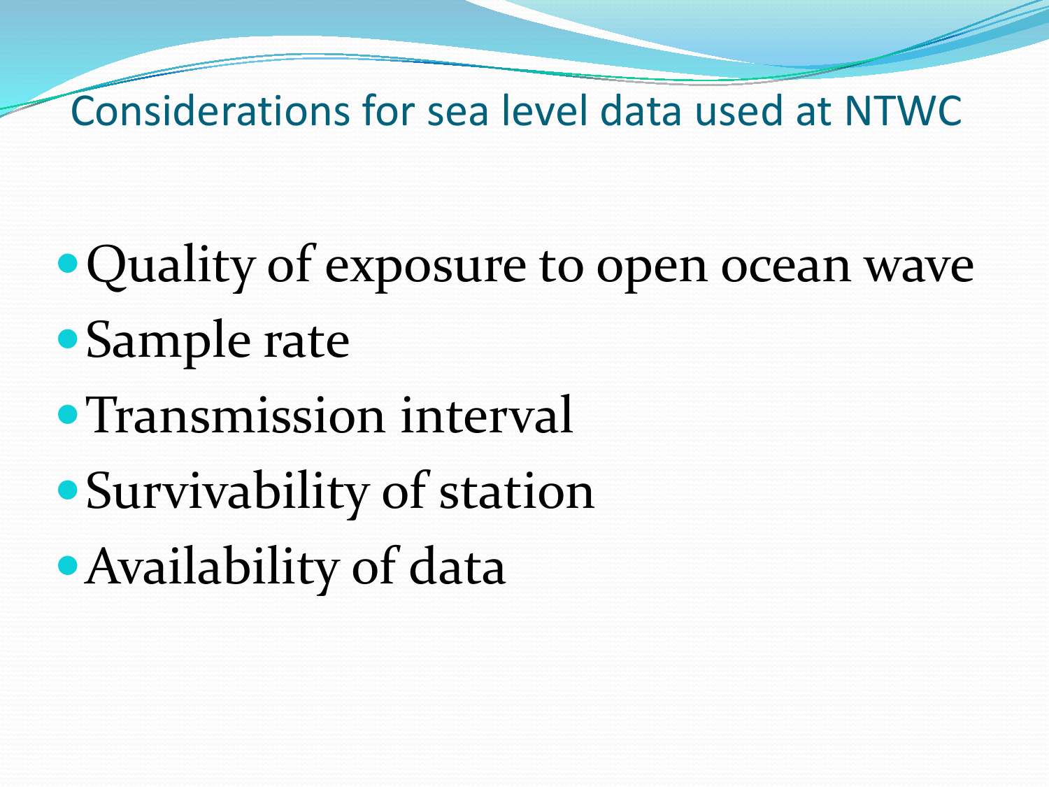## Considerations for sea level data used at NTWC

- Quality of exposure to open ocean wave
- Sample rate
- Transmission interval
- Survivability of station
- Availability of data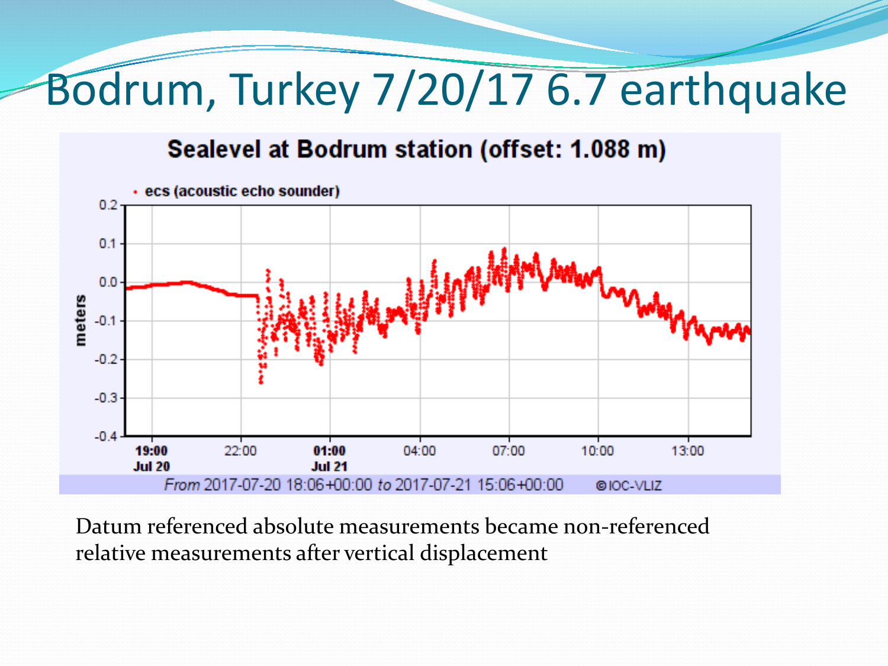# Bodrum, Turkey 7/20/17 6.7 earthquake

Sealevel at Bodrum station (offset: 1.088 m)

ecs (acoustic echo sounder)

meters

0.2
0.1
0.0
-0.1
-0.2
-0.3
-0.4

19:00
Jul 20
22:00
01:00
Jul 21
04:00
07:00
10:00
13:00

From 2017-07-20 18:06+00:00 to 2017-07-21 15:06+00:00 ©IOC-VLIZ

Datum referenced absolute measurements became non-referenced relative measurements after vertical displacement